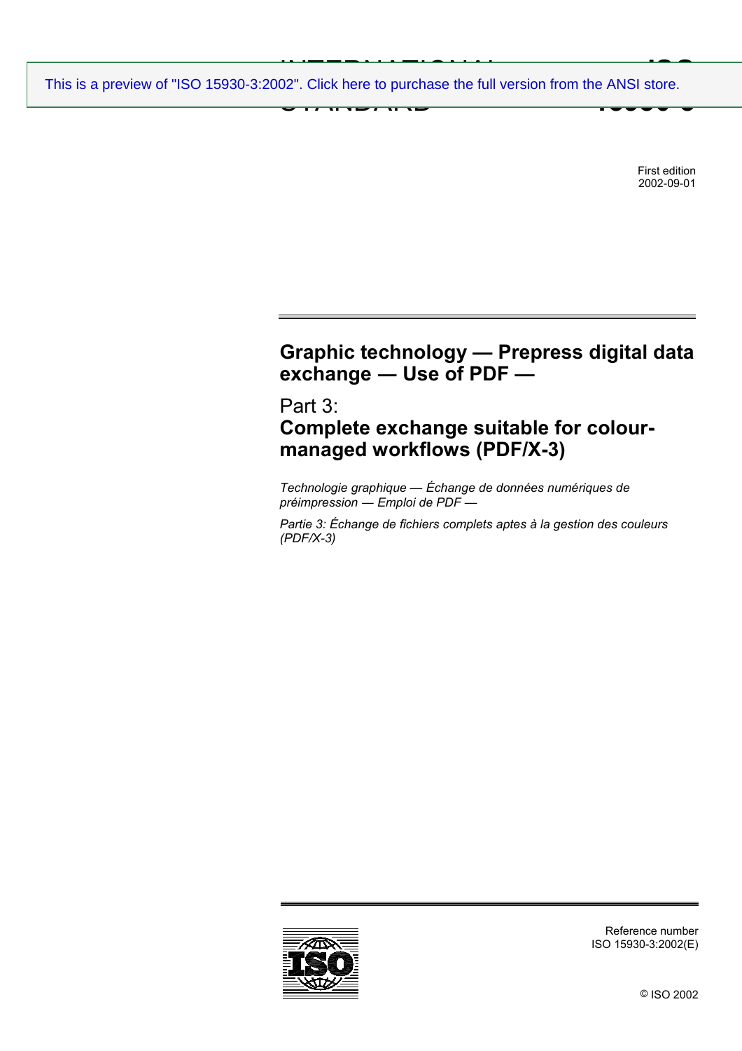This is a preview of "ISO 15930-3:2002". Click here to purchase the full version from the ANSI store.

INTERNATIONAL STANDARD

ISO 15930-3

First edition
2002-09-01

# Graphic technology — Prepress digital data exchange — Use of PDF —

## Part 3:
## Complete exchange suitable for colour-managed workflows (PDF/X-3)

*Technologie graphique — Échange de données numériques de préimpression — Emploi de PDF —*

*Partie 3: Échange de fichiers complets aptes à la gestion des couleurs (PDF/X-3)*

Reference number
ISO 15930-3:2002(E)

© ISO 2002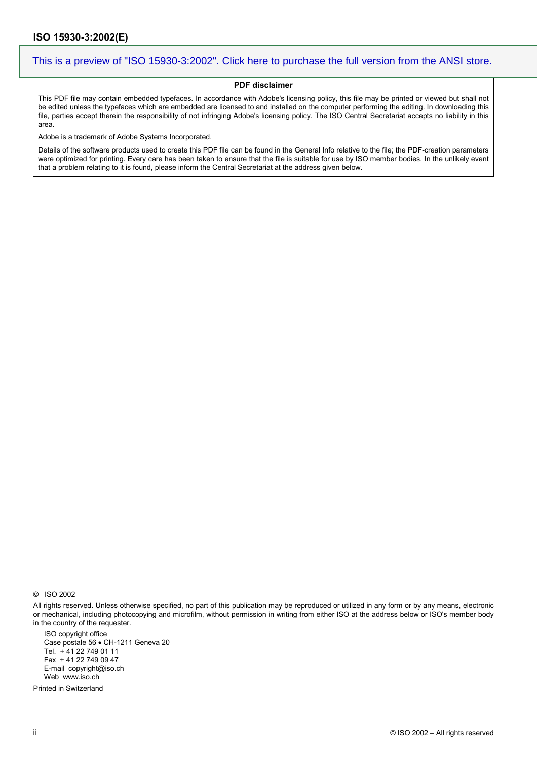This is a preview of "ISO 15930-3:2002". Click here to purchase the full version from the ANSI store.

**PDF disclaimer**

This PDF file may contain embedded typefaces. In accordance with Adobe's licensing policy, this file may be printed or viewed but shall not be edited unless the typefaces which are embedded are licensed to and installed on the computer performing the editing. In downloading this file, parties accept therein the responsibility of not infringing Adobe's licensing policy. The ISO Central Secretariat accepts no liability in this area.

Adobe is a trademark of Adobe Systems Incorporated.

Details of the software products used to create this PDF file can be found in the General Info relative to the file; the PDF-creation parameters were optimized for printing. Every care has been taken to ensure that the file is suitable for use by ISO member bodies. In the unlikely event that a problem relating to it is found, please inform the Central Secretariat at the address given below.

© ISO 2002

All rights reserved. Unless otherwise specified, no part of this publication may be reproduced or utilized in any form or by any means, electronic or mechanical, including photocopying and microfilm, without permission in writing from either ISO at the address below or ISO's member body in the country of the requester.

ISO copyright office
Case postale 56 • CH-1211 Geneva 20
Tel. + 41 22 749 01 11
Fax + 41 22 749 09 47
E-mail copyright@iso.ch
Web www.iso.ch

Printed in Switzerland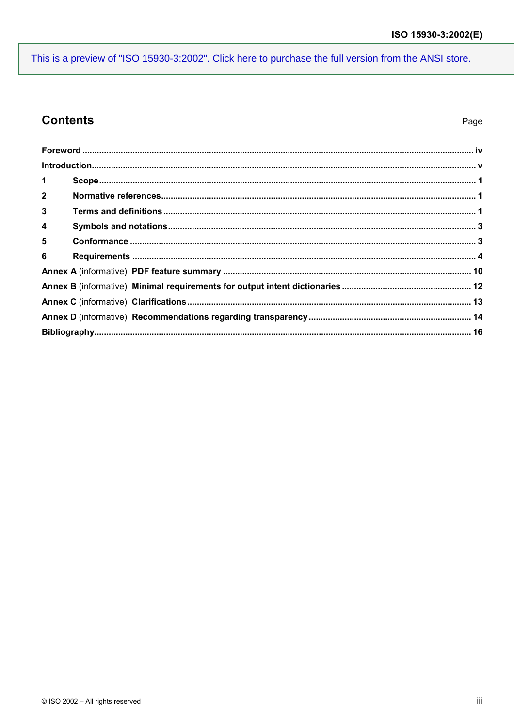This is a preview of "ISO 15930-3:2002". Click here to purchase the full version from the ANSI store.

## Contents

| | Page |
|---|---|
| **Foreword** | **iv** |
| **Introduction** | **v** |
| **1 Scope** | **1** |
| **2 Normative references** | **1** |
| **3 Terms and definitions** | **1** |
| **4 Symbols and notations** | **3** |
| **5 Conformance** | **3** |
| **6 Requirements** | **4** |
| **Annex A** (informative) **PDF feature summary** | **10** |
| **Annex B** (informative) **Minimal requirements for output intent dictionaries** | **12** |
| **Annex C** (informative) **Clarifications** | **13** |
| **Annex D** (informative) **Recommendations regarding transparency** | **14** |
| **Bibliography** | **16** |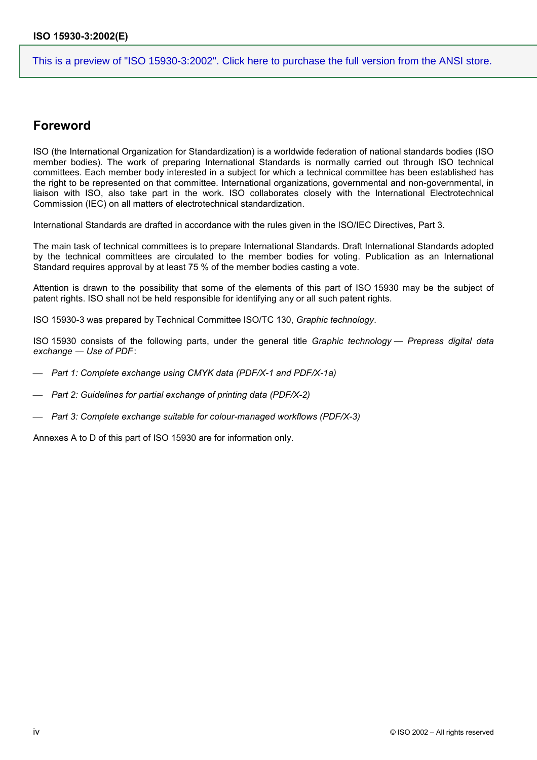## Foreword

ISO (the International Organization for Standardization) is a worldwide federation of national standards bodies (ISO member bodies). The work of preparing International Standards is normally carried out through ISO technical committees. Each member body interested in a subject for which a technical committee has been established has the right to be represented on that committee. International organizations, governmental and non-governmental, in liaison with ISO, also take part in the work. ISO collaborates closely with the International Electrotechnical Commission (IEC) on all matters of electrotechnical standardization.

International Standards are drafted in accordance with the rules given in the ISO/IEC Directives, Part 3.

The main task of technical committees is to prepare International Standards. Draft International Standards adopted by the technical committees are circulated to the member bodies for voting. Publication as an International Standard requires approval by at least 75 % of the member bodies casting a vote.

Attention is drawn to the possibility that some of the elements of this part of ISO 15930 may be the subject of patent rights. ISO shall not be held responsible for identifying any or all such patent rights.

ISO 15930-3 was prepared by Technical Committee ISO/TC 130, *Graphic technology*.

ISO 15930 consists of the following parts, under the general title *Graphic technology — Prepress digital data exchange — Use of PDF*:

- *Part 1: Complete exchange using CMYK data (PDF/X-1 and PDF/X-1a)*
- *Part 2: Guidelines for partial exchange of printing data (PDF/X-2)*
- *Part 3: Complete exchange suitable for colour-managed workflows (PDF/X-3)*

Annexes A to D of this part of ISO 15930 are for information only.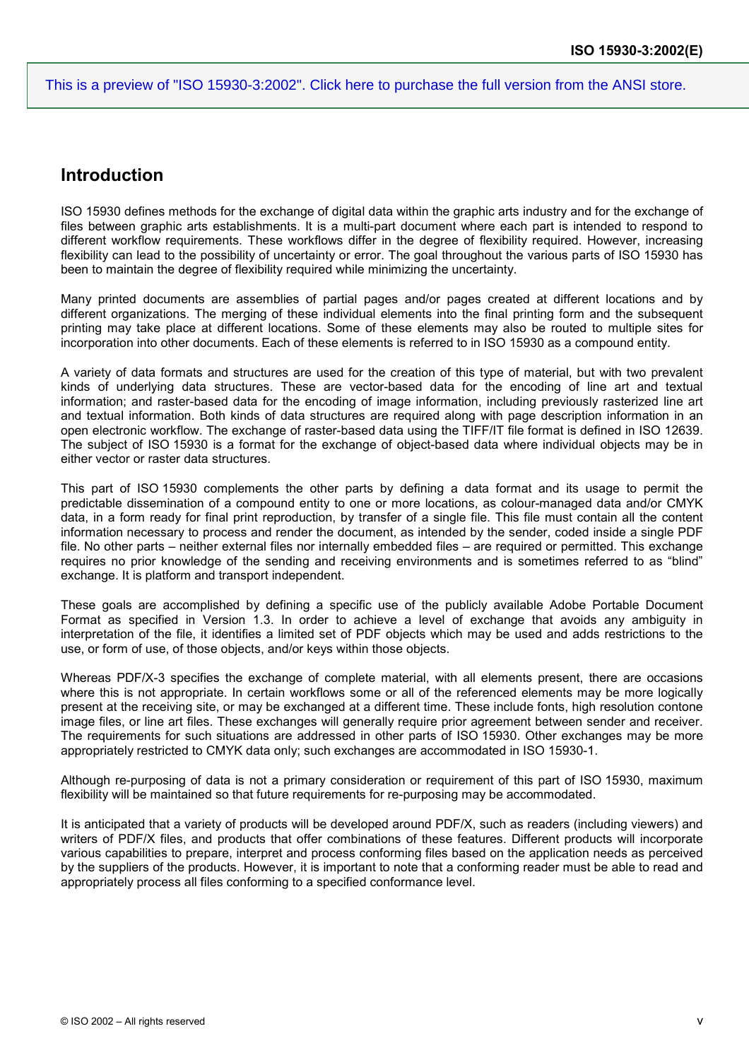## Introduction

ISO 15930 defines methods for the exchange of digital data within the graphic arts industry and for the exchange of files between graphic arts establishments. It is a multi-part document where each part is intended to respond to different workflow requirements. These workflows differ in the degree of flexibility required. However, increasing flexibility can lead to the possibility of uncertainty or error. The goal throughout the various parts of ISO 15930 has been to maintain the degree of flexibility required while minimizing the uncertainty.

Many printed documents are assemblies of partial pages and/or pages created at different locations and by different organizations. The merging of these individual elements into the final printing form and the subsequent printing may take place at different locations. Some of these elements may also be routed to multiple sites for incorporation into other documents. Each of these elements is referred to in ISO 15930 as a compound entity.

A variety of data formats and structures are used for the creation of this type of material, but with two prevalent kinds of underlying data structures. These are vector-based data for the encoding of line art and textual information; and raster-based data for the encoding of image information, including previously rasterized line art and textual information. Both kinds of data structures are required along with page description information in an open electronic workflow. The exchange of raster-based data using the TIFF/IT file format is defined in ISO 12639. The subject of ISO 15930 is a format for the exchange of object-based data where individual objects may be in either vector or raster data structures.

This part of ISO 15930 complements the other parts by defining a data format and its usage to permit the predictable dissemination of a compound entity to one or more locations, as colour-managed data and/or CMYK data, in a form ready for final print reproduction, by transfer of a single file. This file must contain all the content information necessary to process and render the document, as intended by the sender, coded inside a single PDF file. No other parts – neither external files nor internally embedded files – are required or permitted. This exchange requires no prior knowledge of the sending and receiving environments and is sometimes referred to as “blind” exchange. It is platform and transport independent.

These goals are accomplished by defining a specific use of the publicly available Adobe Portable Document Format as specified in Version 1.3. In order to achieve a level of exchange that avoids any ambiguity in interpretation of the file, it identifies a limited set of PDF objects which may be used and adds restrictions to the use, or form of use, of those objects, and/or keys within those objects.

Whereas PDF/X-3 specifies the exchange of complete material, with all elements present, there are occasions where this is not appropriate. In certain workflows some or all of the referenced elements may be more logically present at the receiving site, or may be exchanged at a different time. These include fonts, high resolution contone image files, or line art files. These exchanges will generally require prior agreement between sender and receiver. The requirements for such situations are addressed in other parts of ISO 15930. Other exchanges may be more appropriately restricted to CMYK data only; such exchanges are accommodated in ISO 15930-1.

Although re-purposing of data is not a primary consideration or requirement of this part of ISO 15930, maximum flexibility will be maintained so that future requirements for re-purposing may be accommodated.

It is anticipated that a variety of products will be developed around PDF/X, such as readers (including viewers) and writers of PDF/X files, and products that offer combinations of these features. Different products will incorporate various capabilities to prepare, interpret and process conforming files based on the application needs as perceived by the suppliers of the products. However, it is important to note that a conforming reader must be able to read and appropriately process all files conforming to a specified conformance level.